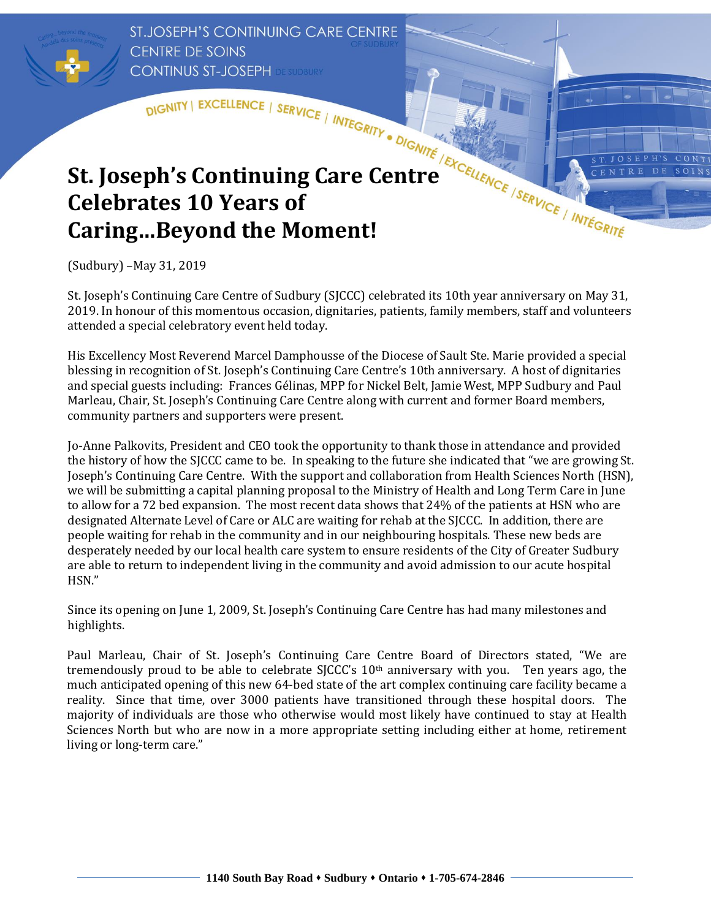ST.JOSEPH'S CONTINUING CARE CENTRE OF SUDBURY
CENTRE DE SOINS CONTINUS ST-JOSEPH DE SUDBURY

DIGNITY | EXCELLENCE | SERVICE | INTEGRITY • DIGNITÉ | EXCELLENCE | SERVICE | INTÉGRITÉ

# St. Joseph's Continuing Care Centre Celebrates 10 Years of Caring…Beyond the Moment!

(Sudbury) –May 31, 2019

St. Joseph's Continuing Care Centre of Sudbury (SJCCC) celebrated its 10th year anniversary on May 31, 2019. In honour of this momentous occasion, dignitaries, patients, family members, staff and volunteers attended a special celebratory event held today.

His Excellency Most Reverend Marcel Damphousse of the Diocese of Sault Ste. Marie provided a special blessing in recognition of St. Joseph's Continuing Care Centre's 10th anniversary. A host of dignitaries and special guests including: Frances Gélinas, MPP for Nickel Belt, Jamie West, MPP Sudbury and Paul Marleau, Chair, St. Joseph's Continuing Care Centre along with current and former Board members, community partners and supporters were present.

Jo-Anne Palkovits, President and CEO took the opportunity to thank those in attendance and provided the history of how the SJCCC came to be. In speaking to the future she indicated that "we are growing St. Joseph's Continuing Care Centre. With the support and collaboration from Health Sciences North (HSN), we will be submitting a capital planning proposal to the Ministry of Health and Long Term Care in June to allow for a 72 bed expansion. The most recent data shows that 24% of the patients at HSN who are designated Alternate Level of Care or ALC are waiting for rehab at the SJCCC. In addition, there are people waiting for rehab in the community and in our neighbouring hospitals. These new beds are desperately needed by our local health care system to ensure residents of the City of Greater Sudbury are able to return to independent living in the community and avoid admission to our acute hospital HSN."

Since its opening on June 1, 2009, St. Joseph's Continuing Care Centre has had many milestones and highlights.

Paul Marleau, Chair of St. Joseph's Continuing Care Centre Board of Directors stated, "We are tremendously proud to be able to celebrate SJCCC's 10th anniversary with you. Ten years ago, the much anticipated opening of this new 64-bed state of the art complex continuing care facility became a reality. Since that time, over 3000 patients have transitioned through these hospital doors. The majority of individuals are those who otherwise would most likely have continued to stay at Health Sciences North but who are now in a more appropriate setting including either at home, retirement living or long-term care."

1140 South Bay Road • Sudbury • Ontario • 1-705-674-2846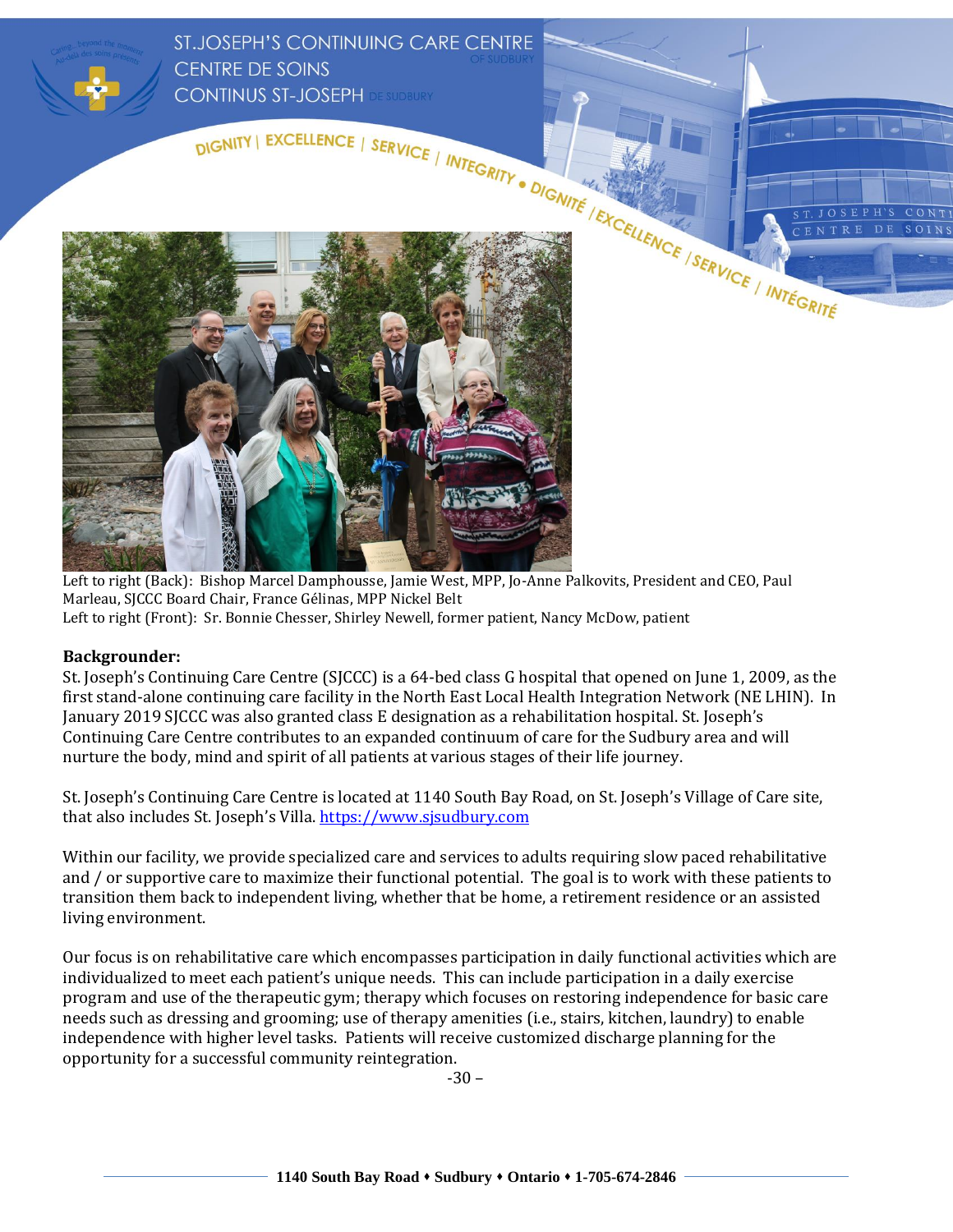Left to right (Back): Bishop Marcel Damphousse, Jamie West, MPP, Jo-Anne Palkovits, President and CEO, Paul Marleau, SJCCC Board Chair, France Gélinas, MPP Nickel Belt
Left to right (Front): Sr. Bonnie Chesser, Shirley Newell, former patient, Nancy McDow, patient

**Backgrounder:**
St. Joseph's Continuing Care Centre (SJCCC) is a 64-bed class G hospital that opened on June 1, 2009, as the first stand-alone continuing care facility in the North East Local Health Integration Network (NE LHIN). In January 2019 SJCCC was also granted class E designation as a rehabilitation hospital. St. Joseph's Continuing Care Centre contributes to an expanded continuum of care for the Sudbury area and will nurture the body, mind and spirit of all patients at various stages of their life journey.

St. Joseph's Continuing Care Centre is located at 1140 South Bay Road, on St. Joseph's Village of Care site, that also includes St. Joseph's Villa. https://www.sjsudbury.com

Within our facility, we provide specialized care and services to adults requiring slow paced rehabilitative and / or supportive care to maximize their functional potential. The goal is to work with these patients to transition them back to independent living, whether that be home, a retirement residence or an assisted living environment.

Our focus is on rehabilitative care which encompasses participation in daily functional activities which are individualized to meet each patient's unique needs. This can include participation in a daily exercise program and use of the therapeutic gym; therapy which focuses on restoring independence for basic care needs such as dressing and grooming; use of therapy amenities (i.e., stairs, kitchen, laundry) to enable independence with higher level tasks. Patients will receive customized discharge planning for the opportunity for a successful community reintegration.

-30 –